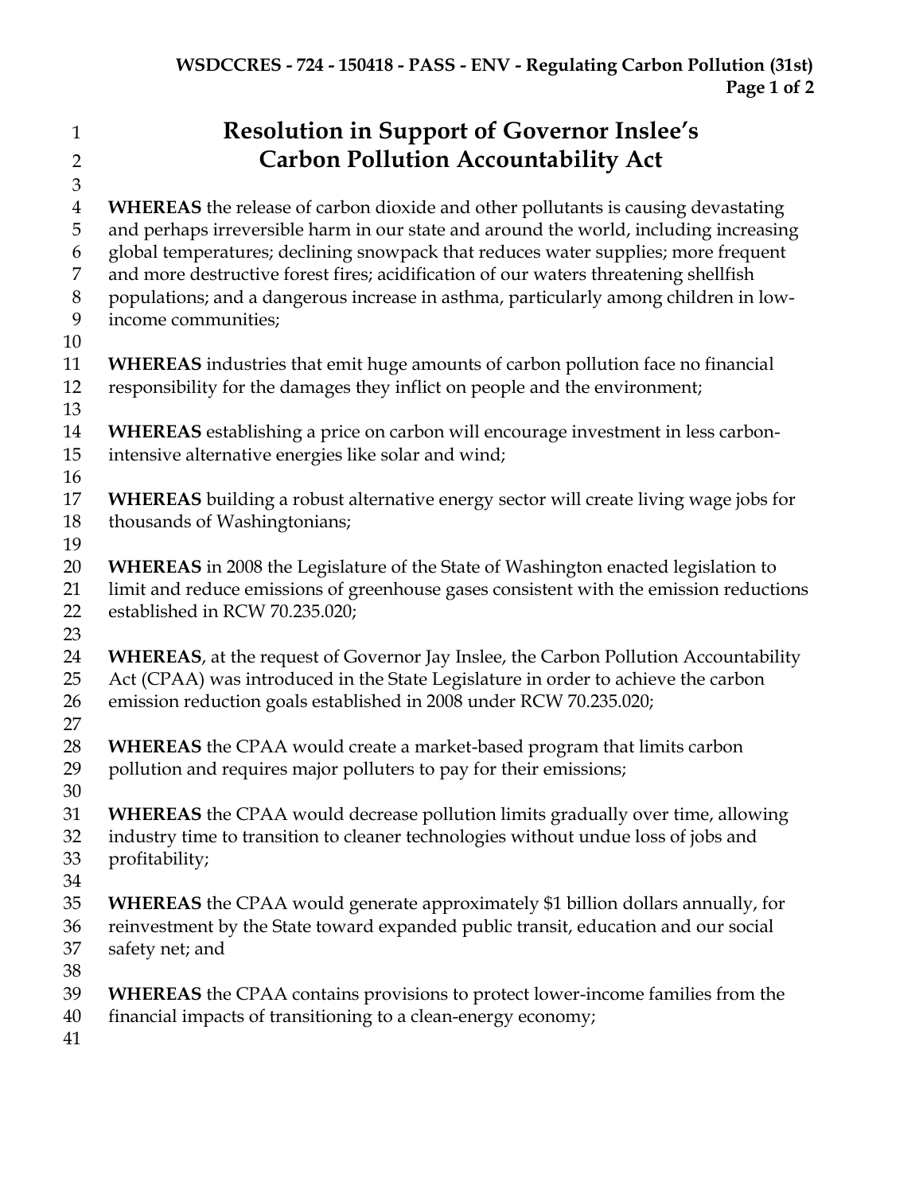# Resolution in Support of Governor Inslee's Carbon Pollution Accountability Act

**WHEREAS** the release of carbon dioxide and other pollutants is causing devastating and perhaps irreversible harm in our state and around the world, including increasing global temperatures; declining snowpack that reduces water supplies; more frequent and more destructive forest fires; acidification of our waters threatening shellfish populations; and a dangerous increase in asthma, particularly among children in low-income communities;

**WHEREAS** industries that emit huge amounts of carbon pollution face no financial responsibility for the damages they inflict on people and the environment;

**WHEREAS** establishing a price on carbon will encourage investment in less carbon-intensive alternative energies like solar and wind;

**WHEREAS** building a robust alternative energy sector will create living wage jobs for thousands of Washingtonians;

**WHEREAS** in 2008 the Legislature of the State of Washington enacted legislation to limit and reduce emissions of greenhouse gases consistent with the emission reductions established in RCW 70.235.020;

**WHEREAS**, at the request of Governor Jay Inslee, the Carbon Pollution Accountability Act (CPAA) was introduced in the State Legislature in order to achieve the carbon emission reduction goals established in 2008 under RCW 70.235.020;

**WHEREAS** the CPAA would create a market-based program that limits carbon pollution and requires major polluters to pay for their emissions;

**WHEREAS** the CPAA would decrease pollution limits gradually over time, allowing industry time to transition to cleaner technologies without undue loss of jobs and profitability;

**WHEREAS** the CPAA would generate approximately $1 billion dollars annually, for reinvestment by the State toward expanded public transit, education and our social safety net; and

**WHEREAS** the CPAA contains provisions to protect lower-income families from the financial impacts of transitioning to a clean-energy economy;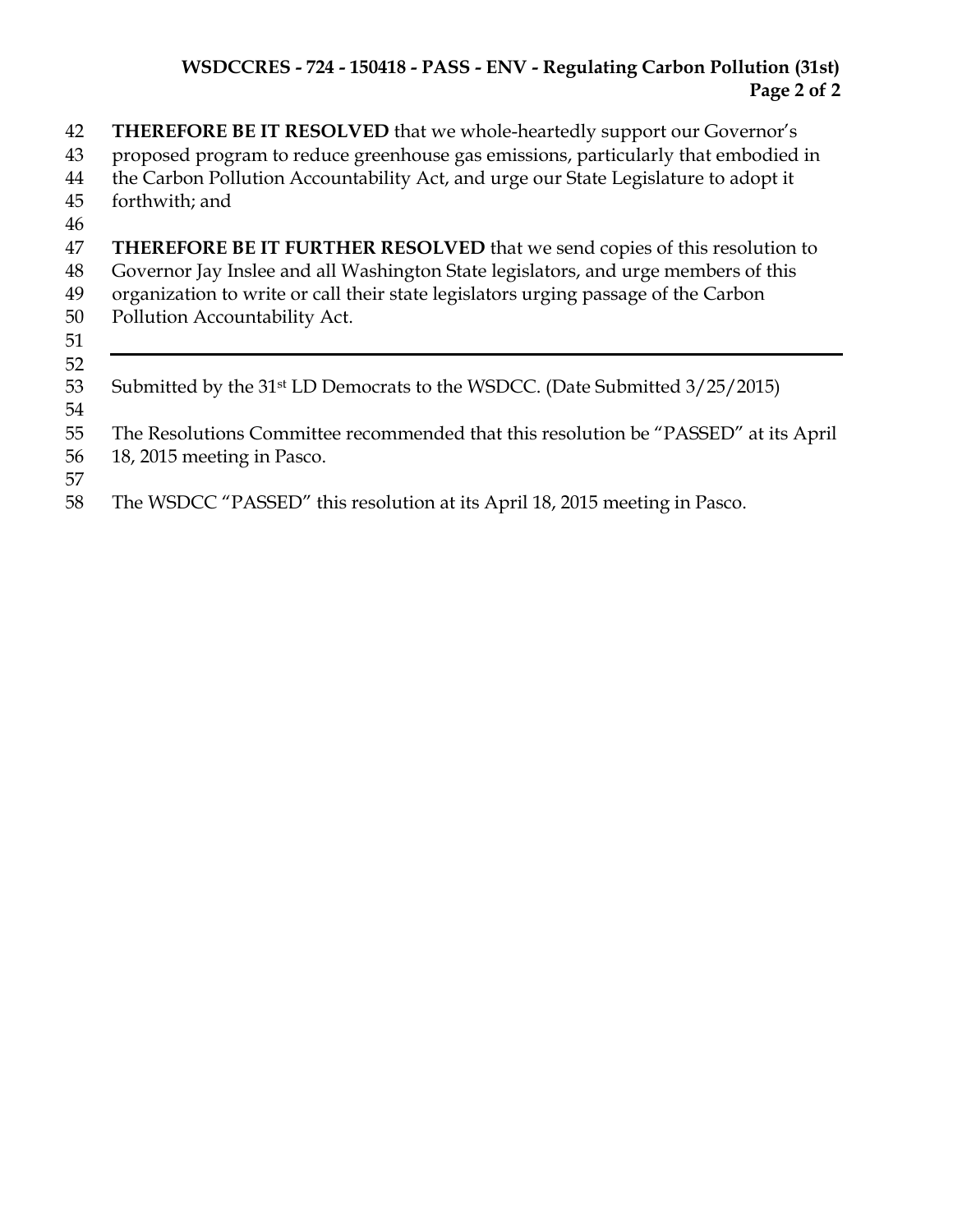**THEREFORE BE IT RESOLVED** that we whole-heartedly support our Governor's proposed program to reduce greenhouse gas emissions, particularly that embodied in the Carbon Pollution Accountability Act, and urge our State Legislature to adopt it forthwith; and

**THEREFORE BE IT FURTHER RESOLVED** that we send copies of this resolution to Governor Jay Inslee and all Washington State legislators, and urge members of this organization to write or call their state legislators urging passage of the Carbon Pollution Accountability Act.

---

Submitted by the 31st LD Democrats to the WSDCC. (Date Submitted 3/25/2015)

The Resolutions Committee recommended that this resolution be "PASSED" at its April 18, 2015 meeting in Pasco.

The WSDCC "PASSED" this resolution at its April 18, 2015 meeting in Pasco.